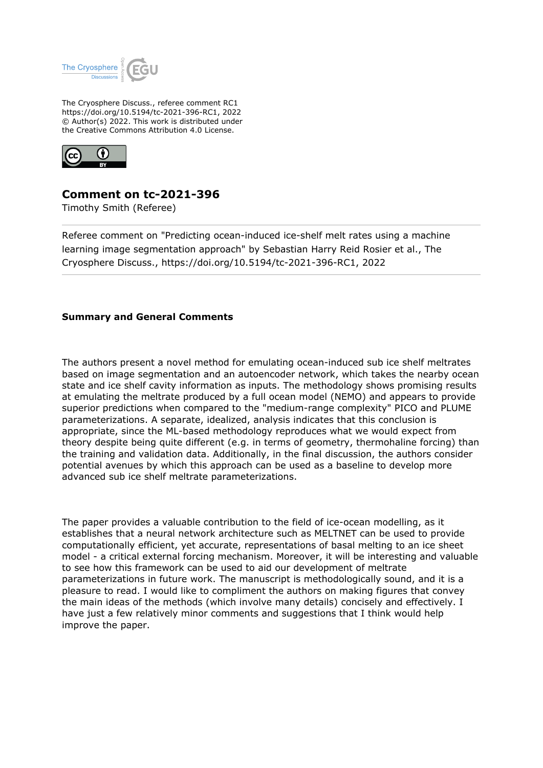The Cryosphere Discuss., referee comment RC1
https://doi.org/10.5194/tc-2021-396-RC1, 2022
© Author(s) 2022. This work is distributed under the Creative Commons Attribution 4.0 License.

# Comment on tc-2021-396

Timothy Smith (Referee)

Referee comment on "Predicting ocean-induced ice-shelf melt rates using a machine learning image segmentation approach" by Sebastian Harry Reid Rosier et al., The Cryosphere Discuss., https://doi.org/10.5194/tc-2021-396-RC1, 2022

## Summary and General Comments

The authors present a novel method for emulating ocean-induced sub ice shelf meltrates based on image segmentation and an autoencoder network, which takes the nearby ocean state and ice shelf cavity information as inputs. The methodology shows promising results at emulating the meltrate produced by a full ocean model (NEMO) and appears to provide superior predictions when compared to the "medium-range complexity" PICO and PLUME parameterizations. A separate, idealized, analysis indicates that this conclusion is appropriate, since the ML-based methodology reproduces what we would expect from theory despite being quite different (e.g. in terms of geometry, thermohaline forcing) than the training and validation data. Additionally, in the final discussion, the authors consider potential avenues by which this approach can be used as a baseline to develop more advanced sub ice shelf meltrate parameterizations.

The paper provides a valuable contribution to the field of ice-ocean modelling, as it establishes that a neural network architecture such as MELTNET can be used to provide computationally efficient, yet accurate, representations of basal melting to an ice sheet model - a critical external forcing mechanism. Moreover, it will be interesting and valuable to see how this framework can be used to aid our development of meltrate parameterizations in future work. The manuscript is methodologically sound, and it is a pleasure to read. I would like to compliment the authors on making figures that convey the main ideas of the methods (which involve many details) concisely and effectively. I have just a few relatively minor comments and suggestions that I think would help improve the paper.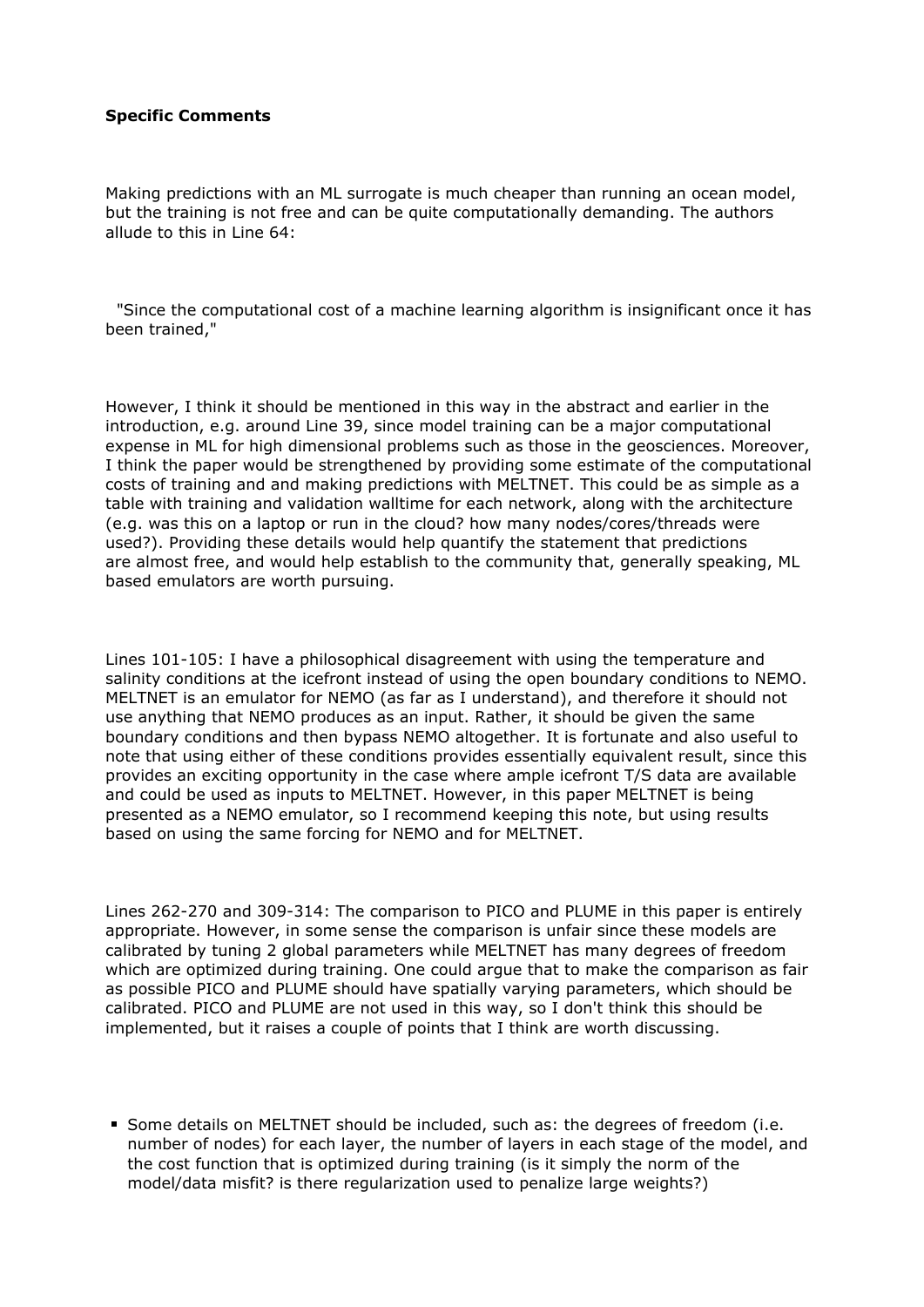**Specific Comments**

Making predictions with an ML surrogate is much cheaper than running an ocean model, but the training is not free and can be quite computationally demanding. The authors allude to this in Line 64:

"Since the computational cost of a machine learning algorithm is insignificant once it has been trained,"

However, I think it should be mentioned in this way in the abstract and earlier in the introduction, e.g. around Line 39, since model training can be a major computational expense in ML for high dimensional problems such as those in the geosciences. Moreover, I think the paper would be strengthened by providing some estimate of the computational costs of training and and making predictions with MELTNET. This could be as simple as a table with training and validation walltime for each network, along with the architecture (e.g. was this on a laptop or run in the cloud? how many nodes/cores/threads were used?). Providing these details would help quantify the statement that predictions are almost free, and would help establish to the community that, generally speaking, ML based emulators are worth pursuing.

Lines 101-105: I have a philosophical disagreement with using the temperature and salinity conditions at the icefront instead of using the open boundary conditions to NEMO. MELTNET is an emulator for NEMO (as far as I understand), and therefore it should not use anything that NEMO produces as an input. Rather, it should be given the same boundary conditions and then bypass NEMO altogether. It is fortunate and also useful to note that using either of these conditions provides essentially equivalent result, since this provides an exciting opportunity in the case where ample icefront T/S data are available and could be used as inputs to MELTNET. However, in this paper MELTNET is being presented as a NEMO emulator, so I recommend keeping this note, but using results based on using the same forcing for NEMO and for MELTNET.

Lines 262-270 and 309-314: The comparison to PICO and PLUME in this paper is entirely appropriate. However, in some sense the comparison is unfair since these models are calibrated by tuning 2 global parameters while MELTNET has many degrees of freedom which are optimized during training. One could argue that to make the comparison as fair as possible PICO and PLUME should have spatially varying parameters, which should be calibrated. PICO and PLUME are not used in this way, so I don't think this should be implemented, but it raises a couple of points that I think are worth discussing.

- Some details on MELTNET should be included, such as: the degrees of freedom (i.e. number of nodes) for each layer, the number of layers in each stage of the model, and the cost function that is optimized during training (is it simply the norm of the model/data misfit? is there regularization used to penalize large weights?)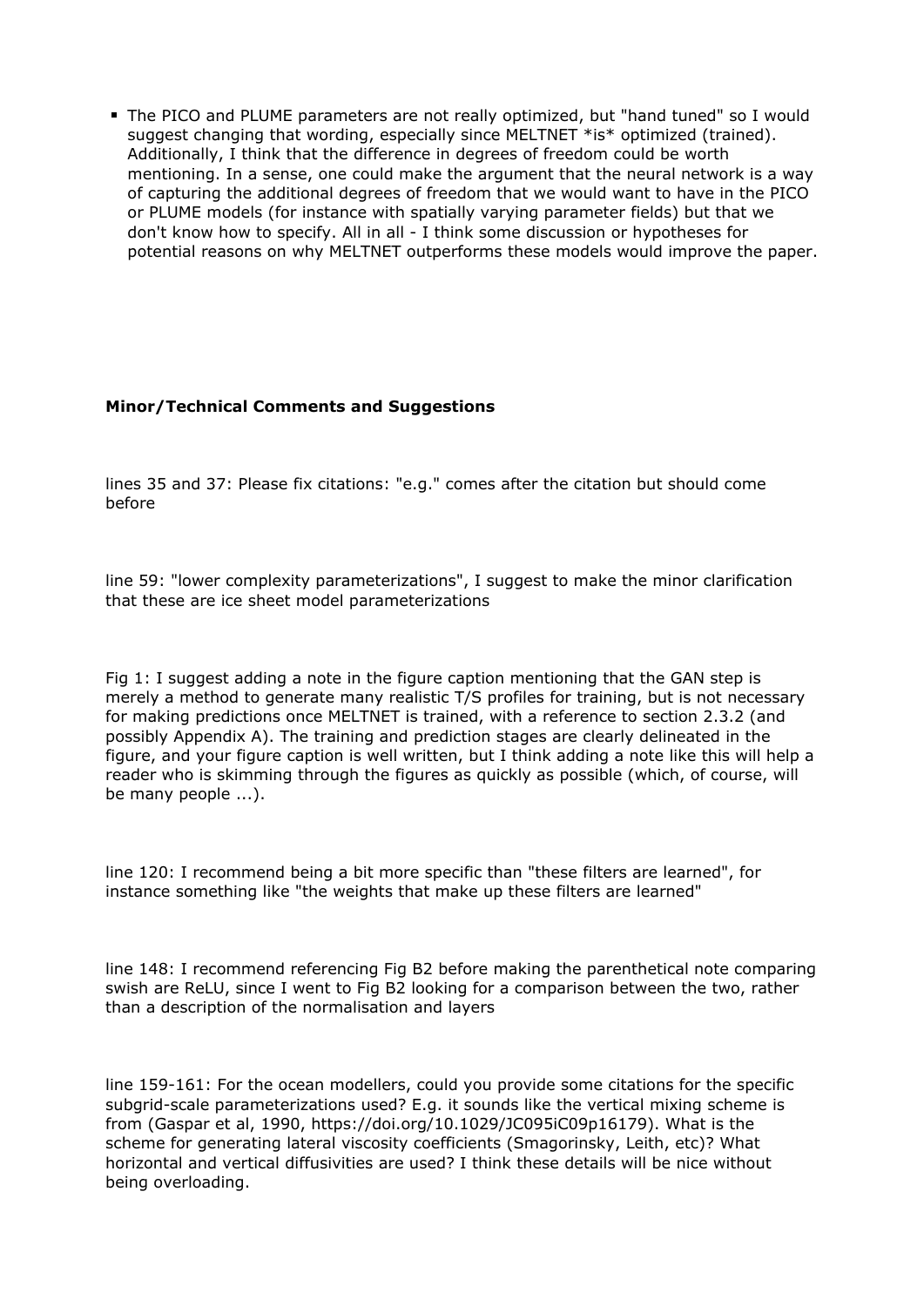- The PICO and PLUME parameters are not really optimized, but "hand tuned" so I would suggest changing that wording, especially since MELTNET *is* optimized (trained). Additionally, I think that the difference in degrees of freedom could be worth mentioning. In a sense, one could make the argument that the neural network is a way of capturing the additional degrees of freedom that we would want to have in the PICO or PLUME models (for instance with spatially varying parameter fields) but that we don't know how to specify. All in all - I think some discussion or hypotheses for potential reasons on why MELTNET outperforms these models would improve the paper.

**Minor/Technical Comments and Suggestions**

lines 35 and 37: Please fix citations: "e.g." comes after the citation but should come before

line 59: "lower complexity parameterizations", I suggest to make the minor clarification that these are ice sheet model parameterizations

Fig 1: I suggest adding a note in the figure caption mentioning that the GAN step is merely a method to generate many realistic T/S profiles for training, but is not necessary for making predictions once MELTNET is trained, with a reference to section 2.3.2 (and possibly Appendix A). The training and prediction stages are clearly delineated in the figure, and your figure caption is well written, but I think adding a note like this will help a reader who is skimming through the figures as quickly as possible (which, of course, will be many people ...).

line 120: I recommend being a bit more specific than "these filters are learned", for instance something like "the weights that make up these filters are learned"

line 148: I recommend referencing Fig B2 before making the parenthetical note comparing swish are ReLU, since I went to Fig B2 looking for a comparison between the two, rather than a description of the normalisation and layers

line 159-161: For the ocean modellers, could you provide some citations for the specific subgrid-scale parameterizations used? E.g. it sounds like the vertical mixing scheme is from (Gaspar et al, 1990, https://doi.org/10.1029/JC095iC09p16179). What is the scheme for generating lateral viscosity coefficients (Smagorinsky, Leith, etc)? What horizontal and vertical diffusivities are used? I think these details will be nice without being overloading.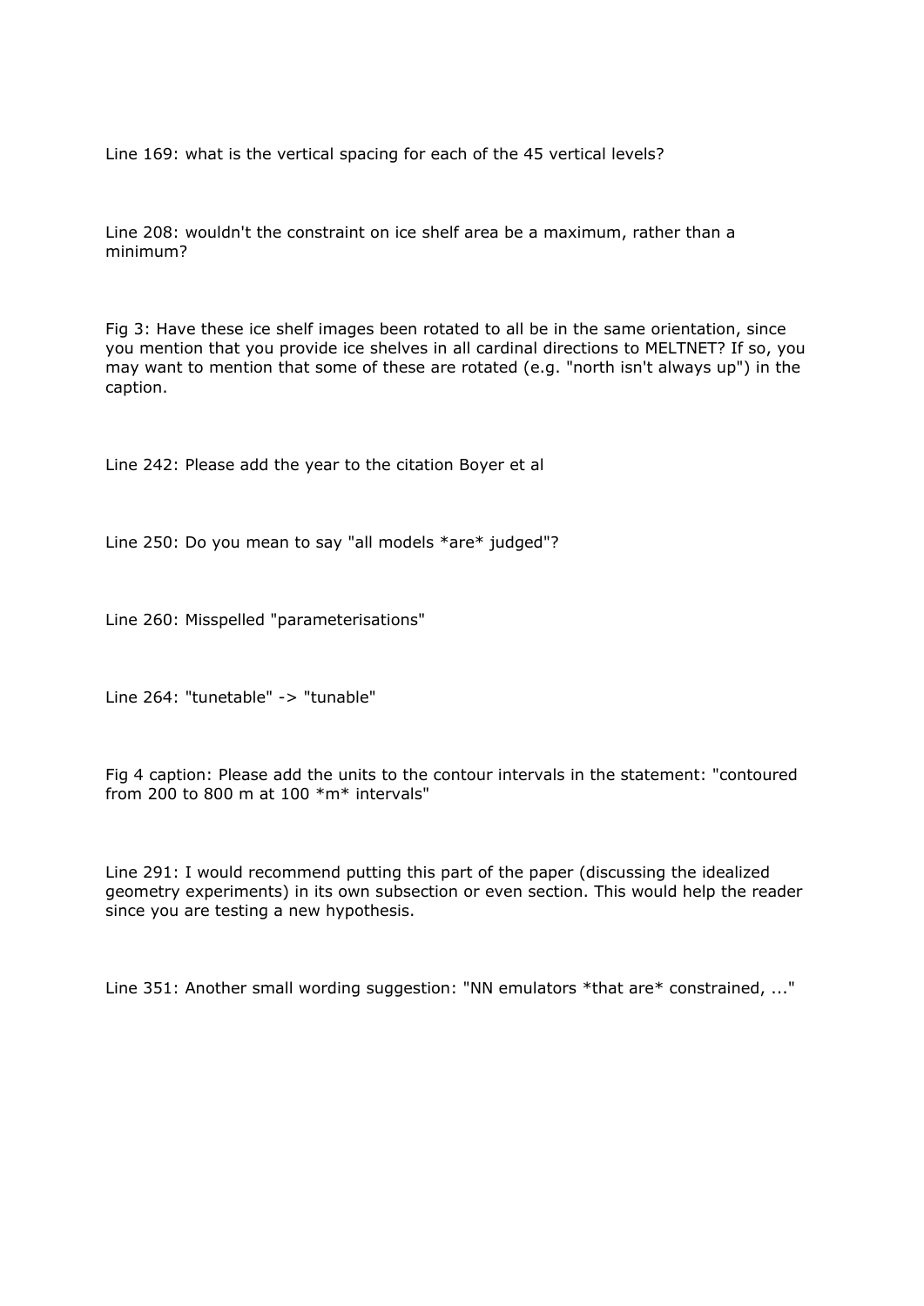Line 169: what is the vertical spacing for each of the 45 vertical levels?

Line 208: wouldn't the constraint on ice shelf area be a maximum, rather than a minimum?

Fig 3: Have these ice shelf images been rotated to all be in the same orientation, since you mention that you provide ice shelves in all cardinal directions to MELTNET? If so, you may want to mention that some of these are rotated (e.g. "north isn't always up") in the caption.

Line 242: Please add the year to the citation Boyer et al

Line 250: Do you mean to say "all models *are* judged"?

Line 260: Misspelled "parameterisations"

Line 264: "tunetable" -> "tunable"

Fig 4 caption: Please add the units to the contour intervals in the statement: "contoured from 200 to 800 m at 100 *m* intervals"

Line 291: I would recommend putting this part of the paper (discussing the idealized geometry experiments) in its own subsection or even section. This would help the reader since you are testing a new hypothesis.

Line 351: Another small wording suggestion: "NN emulators *that are* constrained, ..."